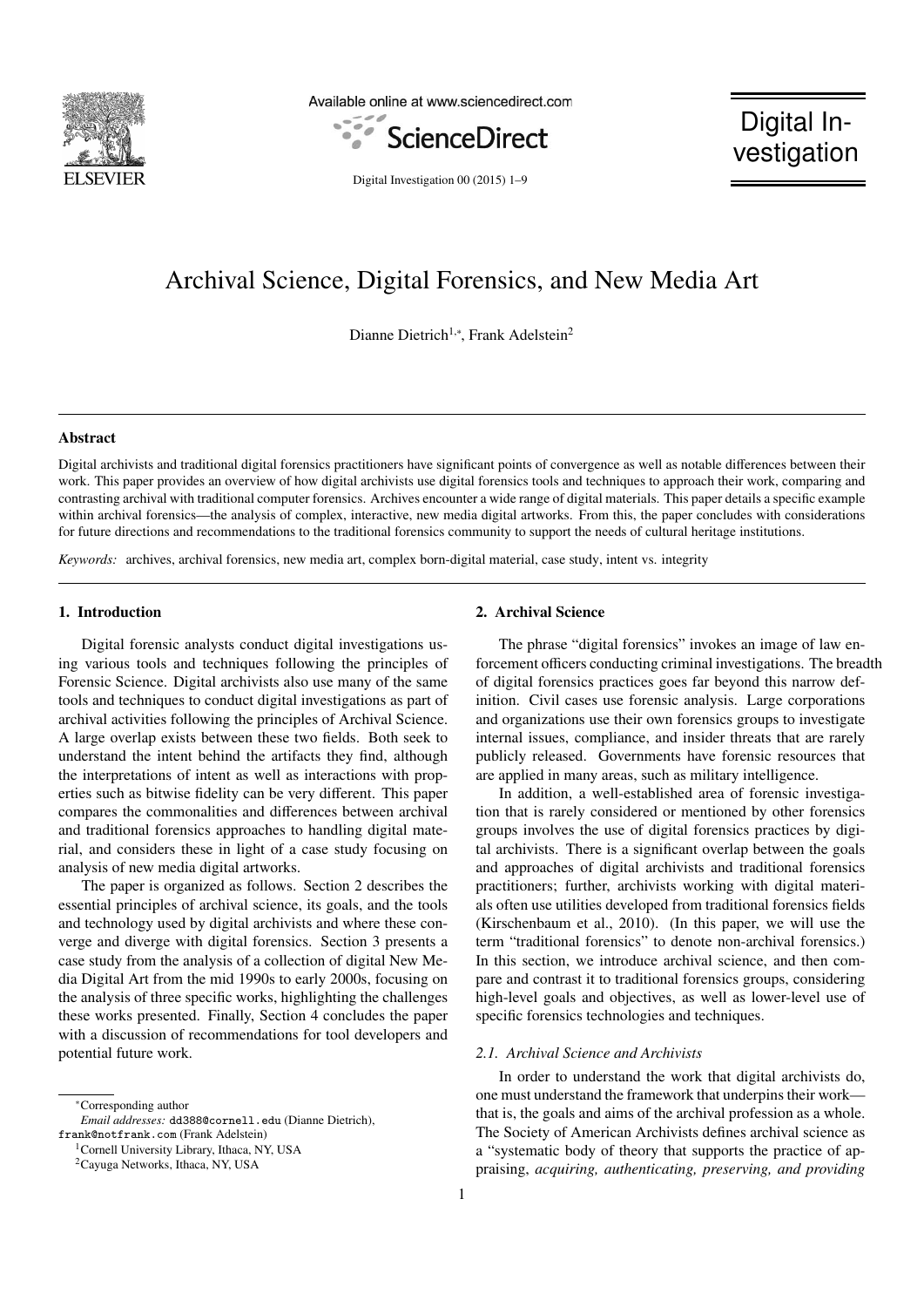# Archival Science, Digital Forensics, and New Media Art

Dianne Dietrich[1,*], Frank Adelstein[2]

## Abstract

Digital archivists and traditional digital forensics practitioners have significant points of convergence as well as notable differences between their work. This paper provides an overview of how digital archivists use digital forensics tools and techniques to approach their work, comparing and contrasting archival with traditional computer forensics. Archives encounter a wide range of digital materials. This paper details a specific example within archival forensics—the analysis of complex, interactive, new media digital artworks. From this, the paper concludes with considerations for future directions and recommendations to the traditional forensics community to support the needs of cultural heritage institutions.

*Keywords:* archives, archival forensics, new media art, complex born-digital material, case study, intent vs. integrity

## 1. Introduction

Digital forensic analysts conduct digital investigations using various tools and techniques following the principles of Forensic Science. Digital archivists also use many of the same tools and techniques to conduct digital investigations as part of archival activities following the principles of Archival Science. A large overlap exists between these two fields. Both seek to understand the intent behind the artifacts they find, although the interpretations of intent as well as interactions with properties such as bitwise fidelity can be very different. This paper compares the commonalities and differences between archival and traditional forensics approaches to handling digital material, and considers these in light of a case study focusing on analysis of new media digital artworks.

The paper is organized as follows. Section 2 describes the essential principles of archival science, its goals, and the tools and technology used by digital archivists and where these converge and diverge with digital forensics. Section 3 presents a case study from the analysis of a collection of digital New Media Digital Art from the mid 1990s to early 2000s, focusing on the analysis of three specific works, highlighting the challenges these works presented. Finally, Section 4 concludes the paper with a discussion of recommendations for tool developers and potential future work.

## 2. Archival Science

The phrase "digital forensics" invokes an image of law enforcement officers conducting criminal investigations. The breadth of digital forensics practices goes far beyond this narrow definition. Civil cases use forensic analysis. Large corporations and organizations use their own forensics groups to investigate internal issues, compliance, and insider threats that are rarely publicly released. Governments have forensic resources that are applied in many areas, such as military intelligence.

In addition, a well-established area of forensic investigation that is rarely considered or mentioned by other forensics groups involves the use of digital forensics practices by digital archivists. There is a significant overlap between the goals and approaches of digital archivists and traditional forensics practitioners; further, archivists working with digital materials often use utilities developed from traditional forensics fields (Kirschenbaum et al., 2010). (In this paper, we will use the term "traditional forensics" to denote non-archival forensics.) In this section, we introduce archival science, and then compare and contrast it to traditional forensics groups, considering high-level goals and objectives, as well as lower-level use of specific forensics technologies and techniques.

### 2.1. Archival Science and Archivists

In order to understand the work that digital archivists do, one must understand the framework that underpins their work—that is, the goals and aims of the archival profession as a whole. The Society of American Archivists defines archival science as a "systematic body of theory that supports the practice of appraising, *acquiring, authenticating, preserving, and providing*

---

*Corresponding author

*Email addresses:* dd388@cornell.edu (Dianne Dietrich), frank@notfrank.com (Frank Adelstein)

[1] Cornell University Library, Ithaca, NY, USA

[2] Cayuga Networks, Ithaca, NY, USA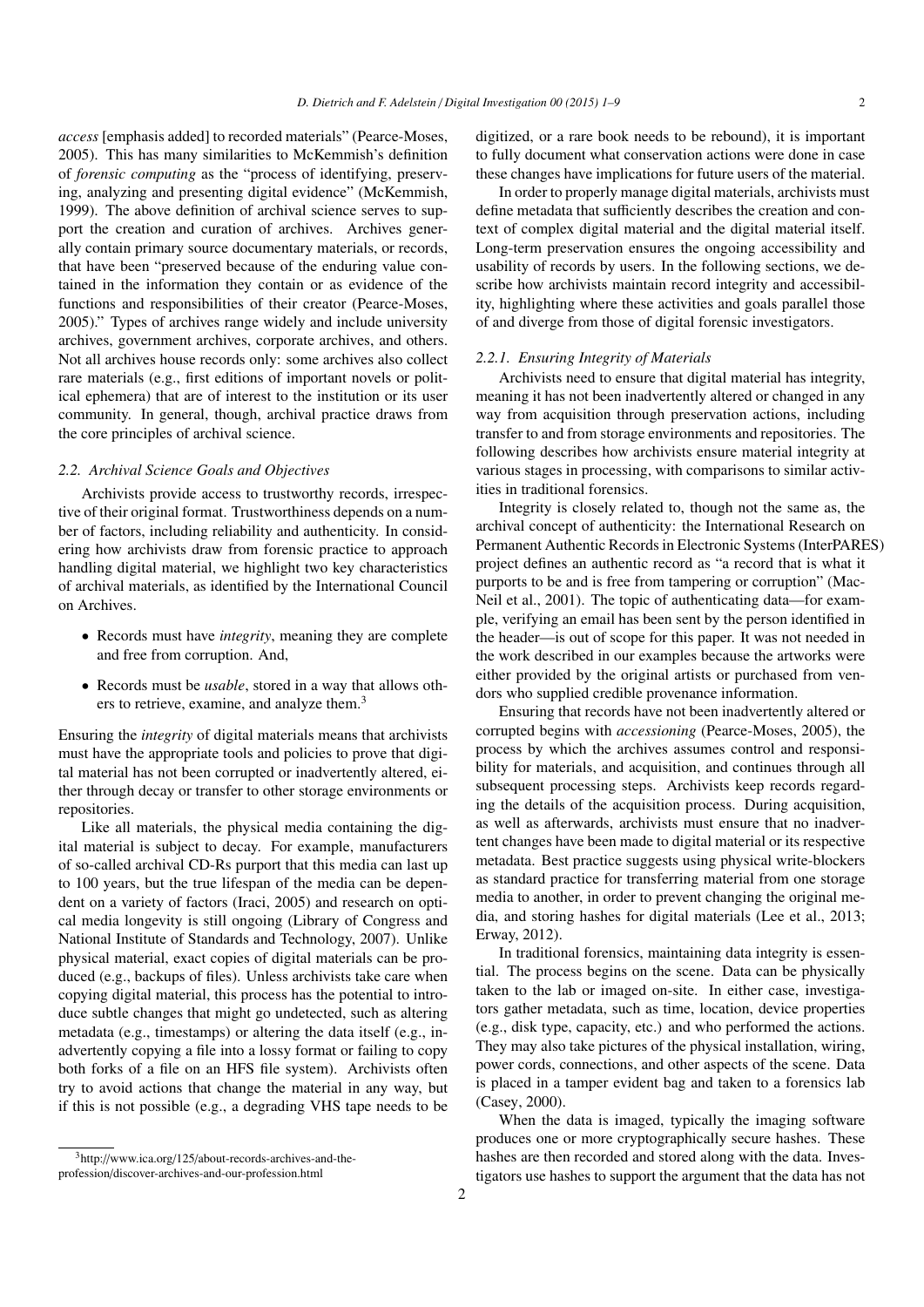*access* [emphasis added] to recorded materials" (Pearce-Moses, 2005). This has many similarities to McKemmish's definition of *forensic computing* as the "process of identifying, preserving, analyzing and presenting digital evidence" (McKemmish, 1999). The above definition of archival science serves to support the creation and curation of archives. Archives generally contain primary source documentary materials, or records, that have been "preserved because of the enduring value contained in the information they contain or as evidence of the functions and responsibilities of their creator (Pearce-Moses, 2005)." Types of archives range widely and include university archives, government archives, corporate archives, and others. Not all archives house records only: some archives also collect rare materials (e.g., first editions of important novels or political ephemera) that are of interest to the institution or its user community. In general, though, archival practice draws from the core principles of archival science.

### 2.2. Archival Science Goals and Objectives

Archivists provide access to trustworthy records, irrespective of their original format. Trustworthiness depends on a number of factors, including reliability and authenticity. In considering how archivists draw from forensic practice to approach handling digital material, we highlight two key characteristics of archival materials, as identified by the International Council on Archives.

- Records must have *integrity*, meaning they are complete and free from corruption. And,
- Records must be *usable*, stored in a way that allows others to retrieve, examine, and analyze them.[3]

Ensuring the *integrity* of digital materials means that archivists must have the appropriate tools and policies to prove that digital material has not been corrupted or inadvertently altered, either through decay or transfer to other storage environments or repositories.

Like all materials, the physical media containing the digital material is subject to decay. For example, manufacturers of so-called archival CD-Rs purport that this media can last up to 100 years, but the true lifespan of the media can be dependent on a variety of factors (Iraci, 2005) and research on optical media longevity is still ongoing (Library of Congress and National Institute of Standards and Technology, 2007). Unlike physical material, exact copies of digital materials can be produced (e.g., backups of files). Unless archivists take care when copying digital material, this process has the potential to introduce subtle changes that might go undetected, such as altering metadata (e.g., timestamps) or altering the data itself (e.g., inadvertently copying a file into a lossy format or failing to copy both forks of a file on an HFS file system). Archivists often try to avoid actions that change the material in any way, but if this is not possible (e.g., a degrading VHS tape needs to be digitized, or a rare book needs to be rebound), it is important to fully document what conservation actions were done in case these changes have implications for future users of the material.

In order to properly manage digital materials, archivists must define metadata that sufficiently describes the creation and context of complex digital material and the digital material itself. Long-term preservation ensures the ongoing accessibility and usability of records by users. In the following sections, we describe how archivists maintain record integrity and accessibility, highlighting where these activities and goals parallel those of and diverge from those of digital forensic investigators.

#### 2.2.1. Ensuring Integrity of Materials

Archivists need to ensure that digital material has integrity, meaning it has not been inadvertently altered or changed in any way from acquisition through preservation actions, including transfer to and from storage environments and repositories. The following describes how archivists ensure material integrity at various stages in processing, with comparisons to similar activities in traditional forensics.

Integrity is closely related to, though not the same as, the archival concept of authenticity: the International Research on Permanent Authentic Records in Electronic Systems (InterPARES) project defines an authentic record as "a record that is what it purports to be and is free from tampering or corruption" (MacNeil et al., 2001). The topic of authenticating data—for example, verifying an email has been sent by the person identified in the header—is out of scope for this paper. It was not needed in the work described in our examples because the artworks were either provided by the original artists or purchased from vendors who supplied credible provenance information.

Ensuring that records have not been inadvertently altered or corrupted begins with *accessioning* (Pearce-Moses, 2005), the process by which the archives assumes control and responsibility for materials, and acquisition, and continues through all subsequent processing steps. Archivists keep records regarding the details of the acquisition process. During acquisition, as well as afterwards, archivists must ensure that no inadvertent changes have been made to digital material or its respective metadata. Best practice suggests using physical write-blockers as standard practice for transferring material from one storage media to another, in order to prevent changing the original media, and storing hashes for digital materials (Lee et al., 2013; Erway, 2012).

In traditional forensics, maintaining data integrity is essential. The process begins on the scene. Data can be physically taken to the lab or imaged on-site. In either case, investigators gather metadata, such as time, location, device properties (e.g., disk type, capacity, etc.) and who performed the actions. They may also take pictures of the physical installation, wiring, power cords, connections, and other aspects of the scene. Data is placed in a tamper evident bag and taken to a forensics lab (Casey, 2000).

When the data is imaged, typically the imaging software produces one or more cryptographically secure hashes. These hashes are then recorded and stored along with the data. Investigators use hashes to support the argument that the data has not

[3] http://www.ica.org/125/about-records-archives-and-the-profession/discover-archives-and-our-profession.html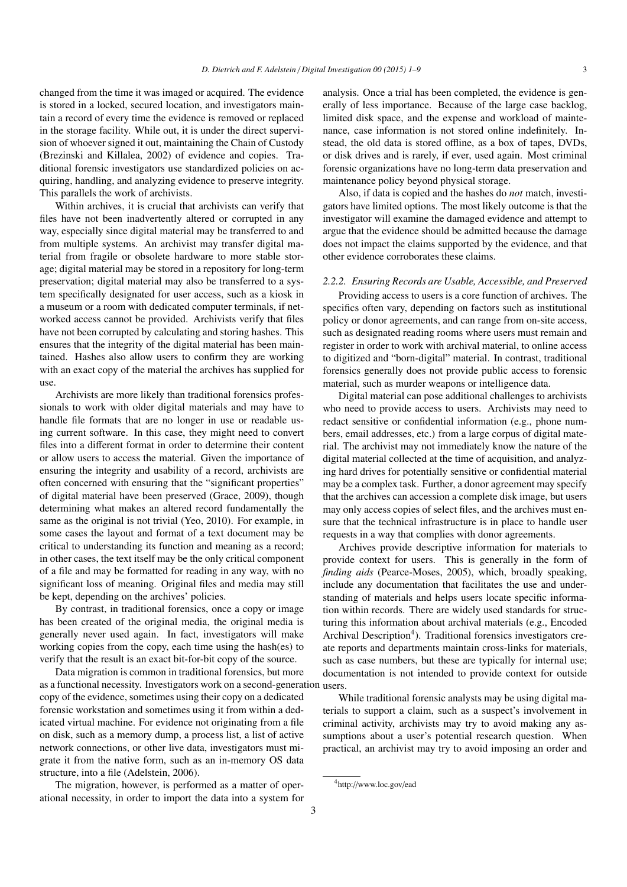changed from the time it was imaged or acquired. The evidence is stored in a locked, secured location, and investigators maintain a record of every time the evidence is removed or replaced in the storage facility. While out, it is under the direct supervision of whoever signed it out, maintaining the Chain of Custody (Brezinski and Killalea, 2002) of evidence and copies. Traditional forensic investigators use standardized policies on acquiring, handling, and analyzing evidence to preserve integrity. This parallels the work of archivists.

Within archives, it is crucial that archivists can verify that files have not been inadvertently altered or corrupted in any way, especially since digital material may be transferred to and from multiple systems. An archivist may transfer digital material from fragile or obsolete hardware to more stable storage; digital material may be stored in a repository for long-term preservation; digital material may also be transferred to a system specifically designated for user access, such as a kiosk in a museum or a room with dedicated computer terminals, if networked access cannot be provided. Archivists verify that files have not been corrupted by calculating and storing hashes. This ensures that the integrity of the digital material has been maintained. Hashes also allow users to confirm they are working with an exact copy of the material the archives has supplied for use.

Archivists are more likely than traditional forensics professionals to work with older digital materials and may have to handle file formats that are no longer in use or readable using current software. In this case, they might need to convert files into a different format in order to determine their content or allow users to access the material. Given the importance of ensuring the integrity and usability of a record, archivists are often concerned with ensuring that the "significant properties" of digital material have been preserved (Grace, 2009), though determining what makes an altered record fundamentally the same as the original is not trivial (Yeo, 2010). For example, in some cases the layout and format of a text document may be critical to understanding its function and meaning as a record; in other cases, the text itself may be the only critical component of a file and may be formatted for reading in any way, with no significant loss of meaning. Original files and media may still be kept, depending on the archives' policies.

By contrast, in traditional forensics, once a copy or image has been created of the original media, the original media is generally never used again. In fact, investigators will make working copies from the copy, each time using the hash(es) to verify that the result is an exact bit-for-bit copy of the source.

Data migration is common in traditional forensics, but more as a functional necessity. Investigators work on a second-generation copy of the evidence, sometimes using their copy on a dedicated forensic workstation and sometimes using it from within a dedicated virtual machine. For evidence not originating from a file on disk, such as a memory dump, a process list, a list of active network connections, or other live data, investigators must migrate it from the native form, such as an in-memory OS data structure, into a file (Adelstein, 2006).

The migration, however, is performed as a matter of operational necessity, in order to import the data into a system for analysis. Once a trial has been completed, the evidence is generally of less importance. Because of the large case backlog, limited disk space, and the expense and workload of maintenance, case information is not stored online indefinitely. Instead, the old data is stored offline, as a box of tapes, DVDs, or disk drives and is rarely, if ever, used again. Most criminal forensic organizations have no long-term data preservation and maintenance policy beyond physical storage.

Also, if data is copied and the hashes do *not* match, investigators have limited options. The most likely outcome is that the investigator will examine the damaged evidence and attempt to argue that the evidence should be admitted because the damage does not impact the claims supported by the evidence, and that other evidence corroborates these claims.

#### *2.2.2. Ensuring Records are Usable, Accessible, and Preserved*

Providing access to users is a core function of archives. The specifics often vary, depending on factors such as institutional policy or donor agreements, and can range from on-site access, such as designated reading rooms where users must remain and register in order to work with archival material, to online access to digitized and "born-digital" material. In contrast, traditional forensics generally does not provide public access to forensic material, such as murder weapons or intelligence data.

Digital material can pose additional challenges to archivists who need to provide access to users. Archivists may need to redact sensitive or confidential information (e.g., phone numbers, email addresses, etc.) from a large corpus of digital material. The archivist may not immediately know the nature of the digital material collected at the time of acquisition, and analyzing hard drives for potentially sensitive or confidential material may be a complex task. Further, a donor agreement may specify that the archives can accession a complete disk image, but users may only access copies of select files, and the archives must ensure that the technical infrastructure is in place to handle user requests in a way that complies with donor agreements.

Archives provide descriptive information for materials to provide context for users. This is generally in the form of *finding aids* (Pearce-Moses, 2005), which, broadly speaking, include any documentation that facilitates the use and understanding of materials and helps users locate specific information within records. There are widely used standards for structuring this information about archival materials (e.g., Encoded Archival Description[4]). Traditional forensics investigators create reports and departments maintain cross-links for materials, such as case numbers, but these are typically for internal use; documentation is not intended to provide context for outside users.

While traditional forensic analysts may be using digital materials to support a claim, such as a suspect's involvement in criminal activity, archivists may try to avoid making any assumptions about a user's potential research question. When practical, an archivist may try to avoid imposing an order and

[4]http://www.loc.gov/ead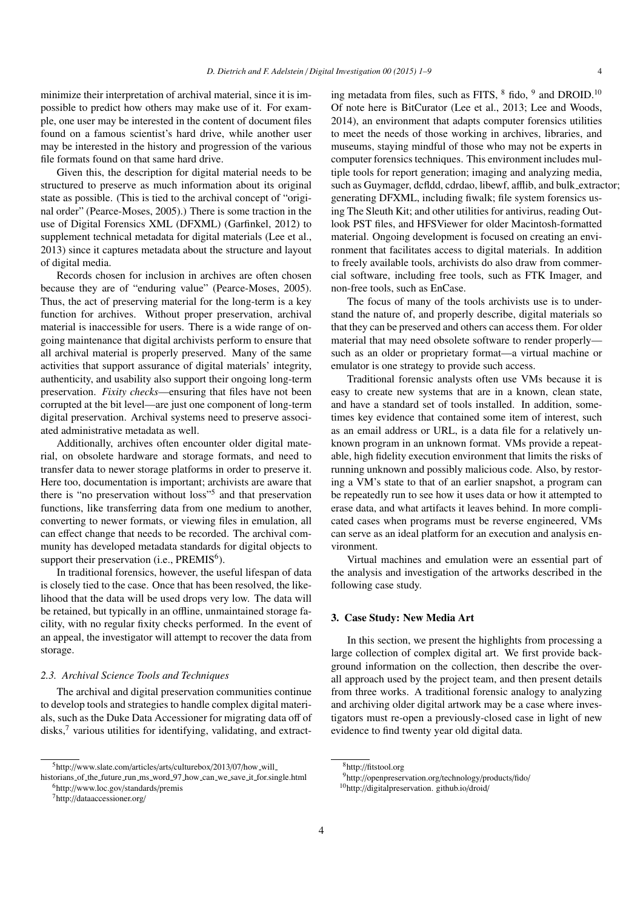minimize their interpretation of archival material, since it is impossible to predict how others may make use of it. For example, one user may be interested in the content of document files found on a famous scientist's hard drive, while another user may be interested in the history and progression of the various file formats found on that same hard drive.

Given this, the description for digital material needs to be structured to preserve as much information about its original state as possible. (This is tied to the archival concept of "original order" (Pearce-Moses, 2005).) There is some traction in the use of Digital Forensics XML (DFXML) (Garfinkel, 2012) to supplement technical metadata for digital materials (Lee et al., 2013) since it captures metadata about the structure and layout of digital media.

Records chosen for inclusion in archives are often chosen because they are of "enduring value" (Pearce-Moses, 2005). Thus, the act of preserving material for the long-term is a key function for archives. Without proper preservation, archival material is inaccessible for users. There is a wide range of ongoing maintenance that digital archivists perform to ensure that all archival material is properly preserved. Many of the same activities that support assurance of digital materials' integrity, authenticity, and usability also support their ongoing long-term preservation. *Fixity checks*—ensuring that files have not been corrupted at the bit level—are just one component of long-term digital preservation. Archival systems need to preserve associated administrative metadata as well.

Additionally, archives often encounter older digital material, on obsolete hardware and storage formats, and need to transfer data to newer storage platforms in order to preserve it. Here too, documentation is important; archivists are aware that there is "no preservation without loss"[5] and that preservation functions, like transferring data from one medium to another, converting to newer formats, or viewing files in emulation, all can effect change that needs to be recorded. The archival community has developed metadata standards for digital objects to support their preservation (i.e., PREMIS[6]).

In traditional forensics, however, the useful lifespan of data is closely tied to the case. Once that has been resolved, the likelihood that the data will be used drops very low. The data will be retained, but typically in an offline, unmaintained storage facility, with no regular fixity checks performed. In the event of an appeal, the investigator will attempt to recover the data from storage.

### *2.3. Archival Science Tools and Techniques*

The archival and digital preservation communities continue to develop tools and strategies to handle complex digital materials, such as the Duke Data Accessioner for migrating data off of disks,[7] various utilities for identifying, validating, and extracting metadata from files, such as FITS, [8] fido, [9] and DROID.[10] Of note here is BitCurator (Lee et al., 2013; Lee and Woods, 2014), an environment that adapts computer forensics utilities to meet the needs of those working in archives, libraries, and museums, staying mindful of those who may not be experts in computer forensics techniques. This environment includes multiple tools for report generation; imaging and analyzing media, such as Guymager, dcfldd, cdrdao, libewf, afflib, and bulk_extractor; generating DFXML, including fiwalk; file system forensics using The Sleuth Kit; and other utilities for antivirus, reading Outlook PST files, and HFSViewer for older Macintosh-formatted material. Ongoing development is focused on creating an environment that facilitates access to digital materials. In addition to freely available tools, archivists do also draw from commercial software, including free tools, such as FTK Imager, and non-free tools, such as EnCase.

The focus of many of the tools archivists use is to understand the nature of, and properly describe, digital materials so that they can be preserved and others can access them. For older material that may need obsolete software to render properly—such as an older or proprietary format—a virtual machine or emulator is one strategy to provide such access.

Traditional forensic analysts often use VMs because it is easy to create new systems that are in a known, clean state, and have a standard set of tools installed. In addition, sometimes key evidence that contained some item of interest, such as an email address or URL, is a data file for a relatively unknown program in an unknown format. VMs provide a repeatable, high fidelity execution environment that limits the risks of running unknown and possibly malicious code. Also, by restoring a VM's state to that of an earlier snapshot, a program can be repeatedly run to see how it uses data or how it attempted to erase data, and what artifacts it leaves behind. In more complicated cases when programs must be reverse engineered, VMs can serve as an ideal platform for an execution and analysis environment.

Virtual machines and emulation were an essential part of the analysis and investigation of the artworks described in the following case study.

## 3. Case Study: New Media Art

In this section, we present the highlights from processing a large collection of complex digital art. We first provide background information on the collection, then describe the overall approach used by the project team, and then present details from three works. A traditional forensic analogy to analyzing and archiving older digital artwork may be a case where investigators must re-open a previously-closed case in light of new evidence to find twenty year old digital data.

---

[5] http://www.slate.com/articles/arts/culturebox/2013/07/how_will_historians_of_the_future_run_ms_word_97_how_can_we_save_it_for.single.html

[6] http://www.loc.gov/standards/premis

[7] http://dataaccessioner.org/

[8] http://fitstool.org

[9] http://openpreservation.org/technology/products/fido/

[10] http://digitalpreservation. github.io/droid/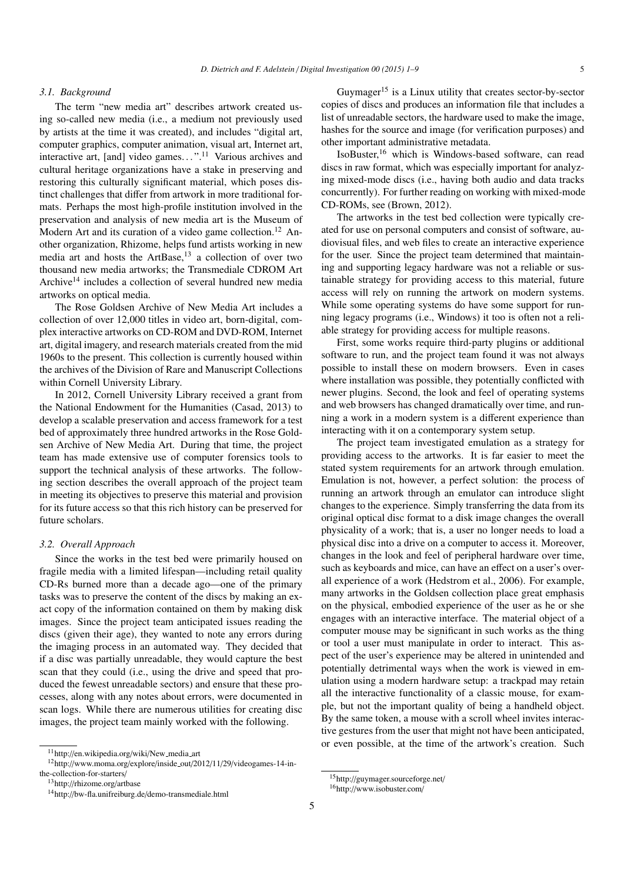### 3.1. Background

The term "new media art" describes artwork created using a so-called new media (i.e., a medium not previously used by artists at the time it was created), and includes "digital art, computer graphics, computer animation, visual art, Internet art, interactive art, [and] video games...".[11] Various archives and cultural heritage organizations have a stake in preserving and restoring this culturally significant material, which poses distinct challenges that differ from artwork in more traditional formats. Perhaps the most high-profile institution involved in the preservation and analysis of new media art is the Museum of Modern Art and its curation of a video game collection.[12] Another organization, Rhizome, helps fund artists working in new media art and hosts the ArtBase,[13] a collection of over two thousand new media artworks; the Transmediale CDROM Art Archive[14] includes a collection of several hundred new media artworks on optical media.

The Rose Goldsen Archive of New Media Art includes a collection of over 12,000 titles in video art, born-digital, complex interactive artworks on CD-ROM and DVD-ROM, Internet art, digital imagery, and research materials created from the mid 1960s to the present. This collection is currently housed within the archives of the Division of Rare and Manuscript Collections within Cornell University Library.

In 2012, Cornell University Library received a grant from the National Endowment for the Humanities (Casad, 2013) to develop a scalable preservation and access framework for a test bed of approximately three hundred artworks in the Rose Goldsen Archive of New Media Art. During that time, the project team has made extensive use of computer forensics tools to support the technical analysis of these artworks. The following section describes the overall approach of the project team in meeting its objectives to preserve this material and provision for its future access so that this rich history can be preserved for future scholars.

### 3.2. Overall Approach

Since the works in the test bed were primarily housed on fragile media with a limited lifespan—including retail quality CD-Rs burned more than a decade ago—one of the primary tasks was to preserve the content of the discs by making an exact copy of the information contained on them by making disk images. Since the project team anticipated issues reading the discs (given their age), they wanted to note any errors during the imaging process in an automated way. They decided that if a disc was partially unreadable, they would capture the best scan that they could (i.e., using the drive and speed that produced the fewest unreadable sectors) and ensure that these processes, along with any notes about errors, were documented in scan logs. While there are numerous utilities for creating disc images, the project team mainly worked with the following.

Guymager[15] is a Linux utility that creates sector-by-sector copies of discs and produces an information file that includes a list of unreadable sectors, the hardware used to make the image, hashes for the source and image (for verification purposes) and other important administrative metadata.

IsoBuster,[16] which is Windows-based software, can read discs in raw format, which was especially important for analyzing mixed-mode discs (i.e., having both audio and data tracks concurrently). For further reading on working with mixed-mode CD-ROMs, see (Brown, 2012).

The artworks in the test bed collection were typically created for use on personal computers and consist of software, audiovisual files, and web files to create an interactive experience for the user. Since the project team determined that maintaining and supporting legacy hardware was not a reliable or sustainable strategy for providing access to this material, future access will rely on running the artwork on modern systems. While some operating systems do have some support for running legacy programs (i.e., Windows) it too is often not a reliable strategy for providing access for multiple reasons.

First, some works require third-party plugins or additional software to run, and the project team found it was not always possible to install these on modern browsers. Even in cases where installation was possible, they potentially conflicted with newer plugins. Second, the look and feel of operating systems and web browsers has changed dramatically over time, and running a work in a modern system is a different experience than interacting with it on a contemporary system setup.

The project team investigated emulation as a strategy for providing access to the artworks. It is far easier to meet the stated system requirements for an artwork through emulation. Emulation is not, however, a perfect solution: the process of running an artwork through an emulator can introduce slight changes to the experience. Simply transferring the data from its original optical disc format to a disk image changes the overall physicality of a work; that is, a user no longer needs to load a physical disc into a drive on a computer to access it. Moreover, changes in the look and feel of peripheral hardware over time, such as keyboards and mice, can have an effect on a user's overall experience of a work (Hedstrom et al., 2006). For example, many artworks in the Goldsen collection place great emphasis on the physical, embodied experience of the user as he or she engages with an interactive interface. The material object of a computer mouse may be significant in such works as the thing or tool a user must manipulate in order to interact. This aspect of the user's experience may be altered in unintended and potentially detrimental ways when the work is viewed in emulation using a modern hardware setup: a trackpad may retain all the interactive functionality of a classic mouse, for example, but not the important quality of being a handheld object. By the same token, a mouse with a scroll wheel invites interactive gestures from the user that might not have been anticipated, or even possible, at the time of the artwork's creation. Such

[11] http://en.wikipedia.org/wiki/New_media_art

[12] http://www.moma.org/explore/inside_out/2012/11/29/videogames-14-in-the-collection-for-starters/

[13] http://rhizome.org/artbase

[14] http://bw-fla.unifreiburg.de/demo-transmediale.html

[15] http://guymager.sourceforge.net/

[16] http://www.isobuster.com/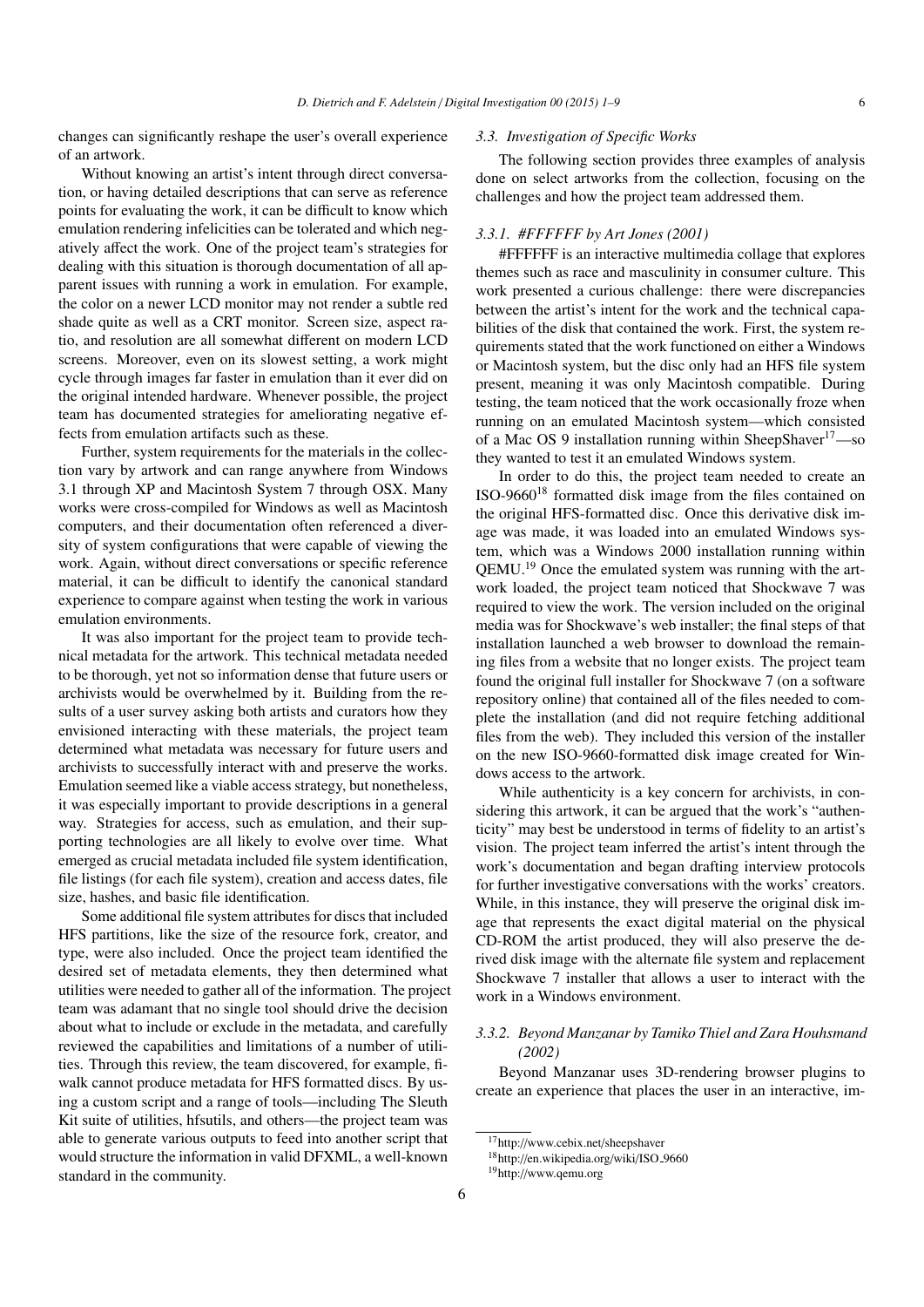changes can significantly reshape the user's overall experience of an artwork.

Without knowing an artist's intent through direct conversation, or having detailed descriptions that can serve as reference points for evaluating the work, it can be difficult to know which emulation rendering infelicities can be tolerated and which negatively affect the work. One of the project team's strategies for dealing with this situation is thorough documentation of all apparent issues with running a work in emulation. For example, the color on a newer LCD monitor may not render a subtle red shade quite as well as a CRT monitor. Screen size, aspect ratio, and resolution are all somewhat different on modern LCD screens. Moreover, even on its slowest setting, a work might cycle through images far faster in emulation than it ever did on the original intended hardware. Whenever possible, the project team has documented strategies for ameliorating negative effects from emulation artifacts such as these.

Further, system requirements for the materials in the collection vary by artwork and can range anywhere from Windows 3.1 through XP and Macintosh System 7 through OSX. Many works were cross-compiled for Windows as well as Macintosh computers, and their documentation often referenced a diversity of system configurations that were capable of viewing the work. Again, without direct conversations or specific reference material, it can be difficult to identify the canonical standard experience to compare against when testing the work in various emulation environments.

It was also important for the project team to provide technical metadata for the artwork. This technical metadata needed to be thorough, yet not so information dense that future users or archivists would be overwhelmed by it. Building from the results of a user survey asking both artists and curators how they envisioned interacting with these materials, the project team determined what metadata was necessary for future users and archivists to successfully interact with and preserve the works. Emulation seemed like a viable access strategy, but nonetheless, it was especially important to provide descriptions in a general way. Strategies for access, such as emulation, and their supporting technologies are all likely to evolve over time. What emerged as crucial metadata included file system identification, file listings (for each file system), creation and access dates, file size, hashes, and basic file identification.

Some additional file system attributes for discs that included HFS partitions, like the size of the resource fork, creator, and type, were also included. Once the project team identified the desired set of metadata elements, they then determined what utilities were needed to gather all of the information. The project team was adamant that no single tool should drive the decision about what to include or exclude in the metadata, and carefully reviewed the capabilities and limitations of a number of utilities. Through this review, the team discovered, for example, fiwalk cannot produce metadata for HFS formatted discs. By using a custom script and a range of tools—including The Sleuth Kit suite of utilities, hfsutils, and others—the project team was able to generate various outputs to feed into another script that would structure the information in valid DFXML, a well-known standard in the community.

### *3.3. Investigation of Specific Works*

The following section provides three examples of analysis done on select artworks from the collection, focusing on the challenges and how the project team addressed them.

#### *3.3.1. #FFFFFF by Art Jones (2001)*

#FFFFFF is an interactive multimedia collage that explores themes such as race and masculinity in consumer culture. This work presented a curious challenge: there were discrepancies between the artist's intent for the work and the technical capabilities of the disk that contained the work. First, the system requirements stated that the work functioned on either a Windows or Macintosh system, but the disc only had an HFS file system present, meaning it was only Macintosh compatible. During testing, the team noticed that the work occasionally froze when running on an emulated Macintosh system—which consisted of a Mac OS 9 installation running within SheepShaver[17]—so they wanted to test it an emulated Windows system.

In order to do this, the project team needed to create an ISO-9660[18] formatted disk image from the files contained on the original HFS-formatted disc. Once this derivative disk image was made, it was loaded into an emulated Windows system, which was a Windows 2000 installation running within QEMU.[19] Once the emulated system was running with the artwork loaded, the project team noticed that Shockwave 7 was required to view the work. The version included on the original media was for Shockwave's web installer; the final steps of that installation launched a web browser to download the remaining files from a website that no longer exists. The project team found the original full installer for Shockwave 7 (on a software repository online) that contained all of the files needed to complete the installation (and did not require fetching additional files from the web). They included this version of the installer on the new ISO-9660-formatted disk image created for Windows access to the artwork.

While authenticity is a key concern for archivists, in considering this artwork, it can be argued that the work's "authenticity" may best be understood in terms of fidelity to an artist's vision. The project team inferred the artist's intent through the work's documentation and began drafting interview protocols for further investigative conversations with the works' creators. While, in this instance, they will preserve the original disk image that represents the exact digital material on the physical CD-ROM the artist produced, they will also preserve the derived disk image with the alternate file system and replacement Shockwave 7 installer that allows a user to interact with the work in a Windows environment.

#### *3.3.2. Beyond Manzanar by Tamiko Thiel and Zara Houhsmand (2002)*

Beyond Manzanar uses 3D-rendering browser plugins to create an experience that places the user in an interactive, im-

[17] http://www.cebix.net/sheepshaver

[18] http://en.wikipedia.org/wiki/ISO_9660

[19] http://www.qemu.org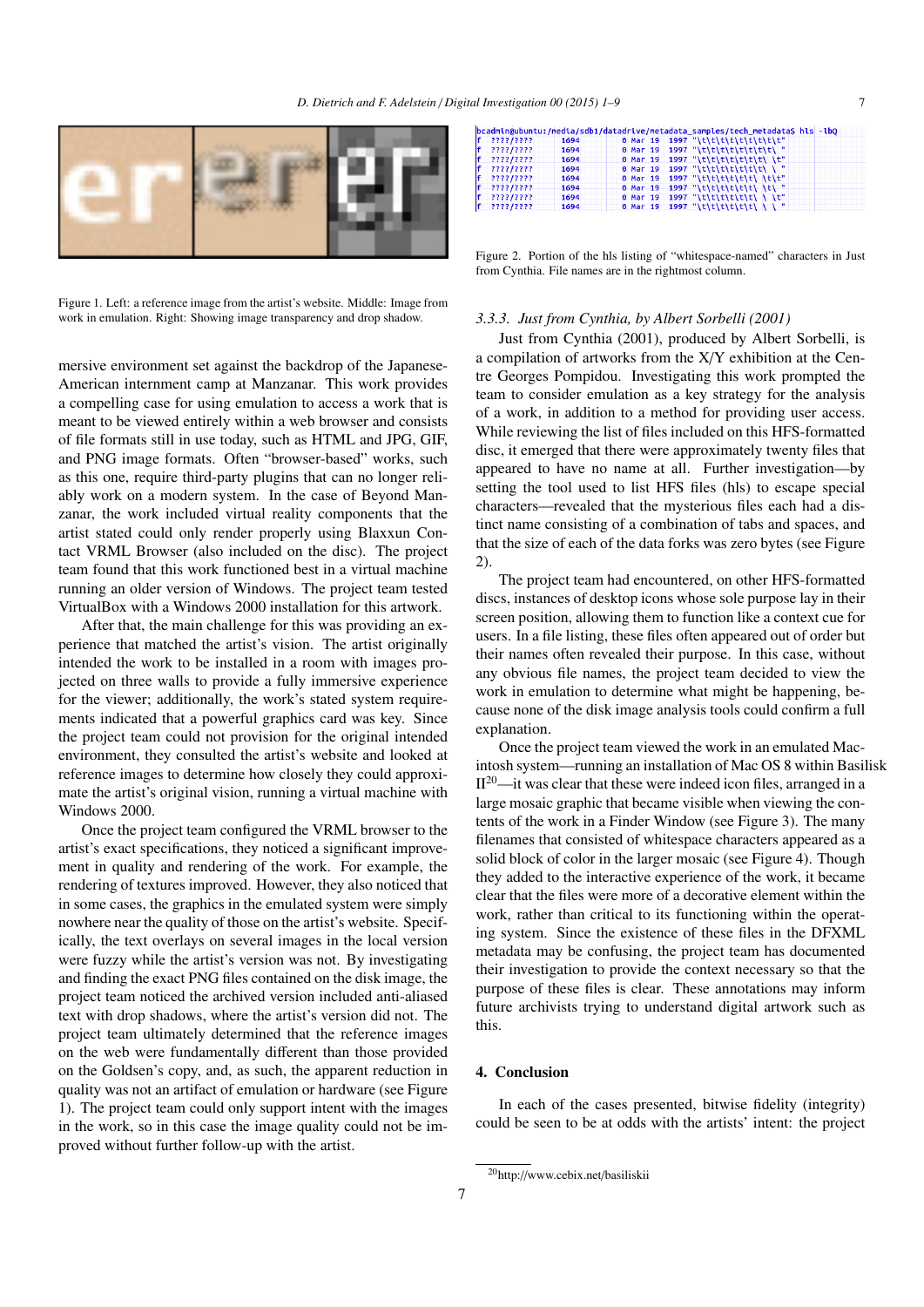Figure 1. Left: a reference image from the artist's website. Middle: Image from work in emulation. Right: Showing image transparency and drop shadow.

mersive environment set against the backdrop of the Japanese-American internment camp at Manzanar. This work provides a compelling case for using emulation to access a work that is meant to be viewed entirely within a web browser and consists of file formats still in use today, such as HTML and JPG, GIF, and PNG image formats. Often "browser-based" works, such as this one, require third-party plugins that can no longer reliably work on a modern system. In the case of Beyond Manzanar, the work included virtual reality components that the artist stated could only render properly using Blaxxun Contact VRML Browser (also included on the disc). The project team found that this work functioned best in a virtual machine running an older version of Windows. The project team tested VirtualBox with a Windows 2000 installation for this artwork.

After that, the main challenge for this was providing an experience that matched the artist's vision. The artist originally intended the work to be installed in a room with images projected on three walls to provide a fully immersive experience for the viewer; additionally, the work's stated system requirements indicated that a powerful graphics card was key. Since the project team could not provision for the original intended environment, they consulted the artist's website and looked at reference images to determine how closely they could approximate the artist's original vision, running a virtual machine with Windows 2000.

Once the project team configured the VRML browser to the artist's exact specifications, they noticed a significant improvement in quality and rendering of the work. For example, the rendering of textures improved. However, they also noticed that in some cases, the graphics in the emulated system were simply nowhere near the quality of those on the artist's website. Specifically, the text overlays on several images in the local version were fuzzy while the artist's version was not. By investigating and finding the exact PNG files contained on the disk image, the project team noticed the archived version included anti-aliased text with drop shadows, where the artist's version did not. The project team ultimately determined that the reference images on the web were fundamentally different than those provided on the Goldsen's copy, and, as such, the apparent reduction in quality was not an artifact of emulation or hardware (see Figure 1). The project team could only support intent with the images in the work, so in this case the image quality could not be improved without further follow-up with the artist.

```
bcadmin@ubuntu:/media/sdb1/datadrive/metadata_samples/tech_metadata$ hls -lbQ
f  ????/????    1694    0 Mar 19  1997 "\t\t\t\t\t\t\t\t"
f  ????/????    1694    0 Mar 19  1997 "\t\t\t\t\t\t\t\ "
f  ????/????    1694    0 Mar 19  1997 "\t\t\t\t\t\t\ \t"
f  ????/????    1694    0 Mar 19  1997 "\t\t\t\t\t\t\ \ "
f  ????/????    1694    0 Mar 19  1997 "\t\t\t\t\t\ \t\t"
f  ????/????    1694    0 Mar 19  1997 "\t\t\t\t\t\ \t\ "
f  ????/????    1694    0 Mar 19  1997 "\t\t\t\t\t\ \ \t"
f  ????/????    1694    0 Mar 19  1997 "\t\t\t\t\t\ \ \ "
```

Figure 2. Portion of the hls listing of "whitespace-named" characters in Just from Cynthia. File names are in the rightmost column.

### 3.3.3. *Just from Cynthia, by Albert Sorbelli (2001)*

Just from Cynthia (2001), produced by Albert Sorbelli, is a compilation of artworks from the X/Y exhibition at the Centre Georges Pompidou. Investigating this work prompted the team to consider emulation as a key strategy for the analysis of a work, in addition to a method for providing user access. While reviewing the list of files included on this HFS-formatted disc, it emerged that there were approximately twenty files that appeared to have no name at all. Further investigation—by setting the tool used to list HFS files (hls) to escape special characters—revealed that the mysterious files each had a distinct name consisting of a combination of tabs and spaces, and that the size of each of the data forks was zero bytes (see Figure 2).

The project team had encountered, on other HFS-formatted discs, instances of desktop icons whose sole purpose lay in their screen position, allowing them to function like a context cue for users. In a file listing, these files often appeared out of order but their names often revealed their purpose. In this case, without any obvious file names, the project team decided to view the work in emulation to determine what might be happening, because none of the disk image analysis tools could confirm a full explanation.

Once the project team viewed the work in an emulated Macintosh system—running an installation of Mac OS 8 within Basilisk II[20]—it was clear that these were indeed icon files, arranged in a large mosaic graphic that became visible when viewing the contents of the work in a Finder Window (see Figure 3). The many filenames that consisted of whitespace characters appeared as a solid block of color in the larger mosaic (see Figure 4). Though they added to the interactive experience of the work, it became clear that the files were more of a decorative element within the work, rather than critical to its functioning within the operating system. Since the existence of these files in the DFXML metadata may be confusing, the project team has documented their investigation to provide the context necessary so that the purpose of these files is clear. These annotations may inform future archivists trying to understand digital artwork such as this.

## 4. Conclusion

In each of the cases presented, bitwise fidelity (integrity) could be seen to be at odds with the artists' intent: the project

[20] http://www.cebix.net/basiliskii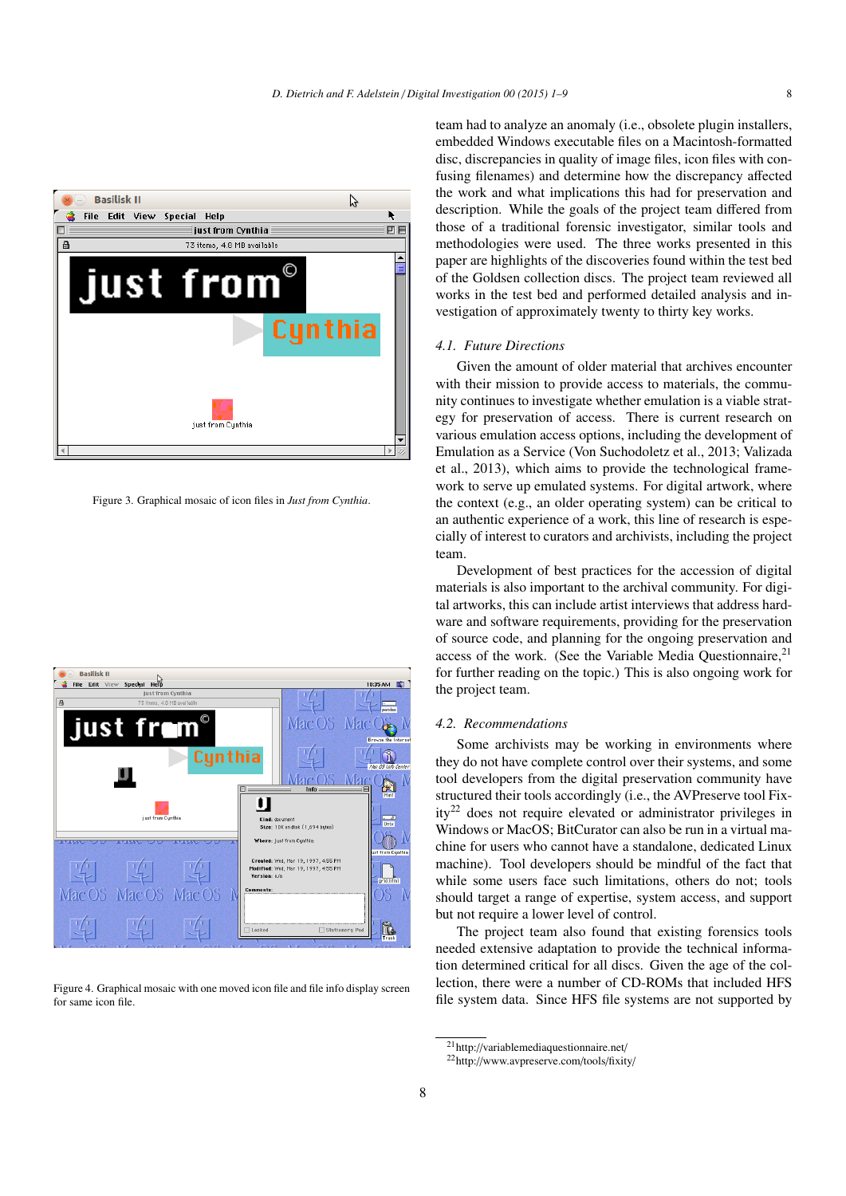Figure 3. Graphical mosaic of icon files in *Just from Cynthia*.

Figure 4. Graphical mosaic with one moved icon file and file info display screen for same icon file.

team had to analyze an anomaly (i.e., obsolete plugin installers, embedded Windows executable files on a Macintosh-formatted disc, discrepancies in quality of image files, icon files with confusing filenames) and determine how the discrepancy affected the work and what implications this had for preservation and description. While the goals of the project team differed from those of a traditional forensic investigator, similar tools and methodologies were used. The three works presented in this paper are highlights of the discoveries found within the test bed of the Goldsen collection discs. The project team reviewed all works in the test bed and performed detailed analysis and investigation of approximately twenty to thirty key works.

### 4.1. Future Directions

Given the amount of older material that archives encounter with their mission to provide access to materials, the community continues to investigate whether emulation is a viable strategy for preservation of access. There is current research on various emulation access options, including the development of Emulation as a Service (Von Suchodoletz et al., 2013; Valizada et al., 2013), which aims to provide the technological framework to serve up emulated systems. For digital artwork, where the context (e.g., an older operating system) can be critical to an authentic experience of a work, this line of research is especially of interest to curators and archivists, including the project team.

Development of best practices for the accession of digital materials is also important to the archival community. For digital artworks, this can include artist interviews that address hardware and software requirements, providing for the preservation of source code, and planning for the ongoing preservation and access of the work. (See the Variable Media Questionnaire,[21] for further reading on the topic.) This is also ongoing work for the project team.

### 4.2. Recommendations

Some archivists may be working in environments where they do not have complete control over their systems, and some tool developers from the digital preservation community have structured their tools accordingly (i.e., the AVPreserve tool Fixity[22] does not require elevated or administrator privileges in Windows or MacOS; BitCurator can also be run in a virtual machine for users who cannot have a standalone, dedicated Linux machine). Tool developers should be mindful of the fact that while some users face such limitations, others do not; tools should target a range of expertise, system access, and support but not require a lower level of control.

The project team also found that existing forensics tools needed extensive adaptation to provide the technical information determined critical for all discs. Given the age of the collection, there were a number of CD-ROMs that included HFS file system data. Since HFS file systems are not supported by

[21] http://variablemediaquestionnaire.net/
[22] http://www.avpreserve.com/tools/fixity/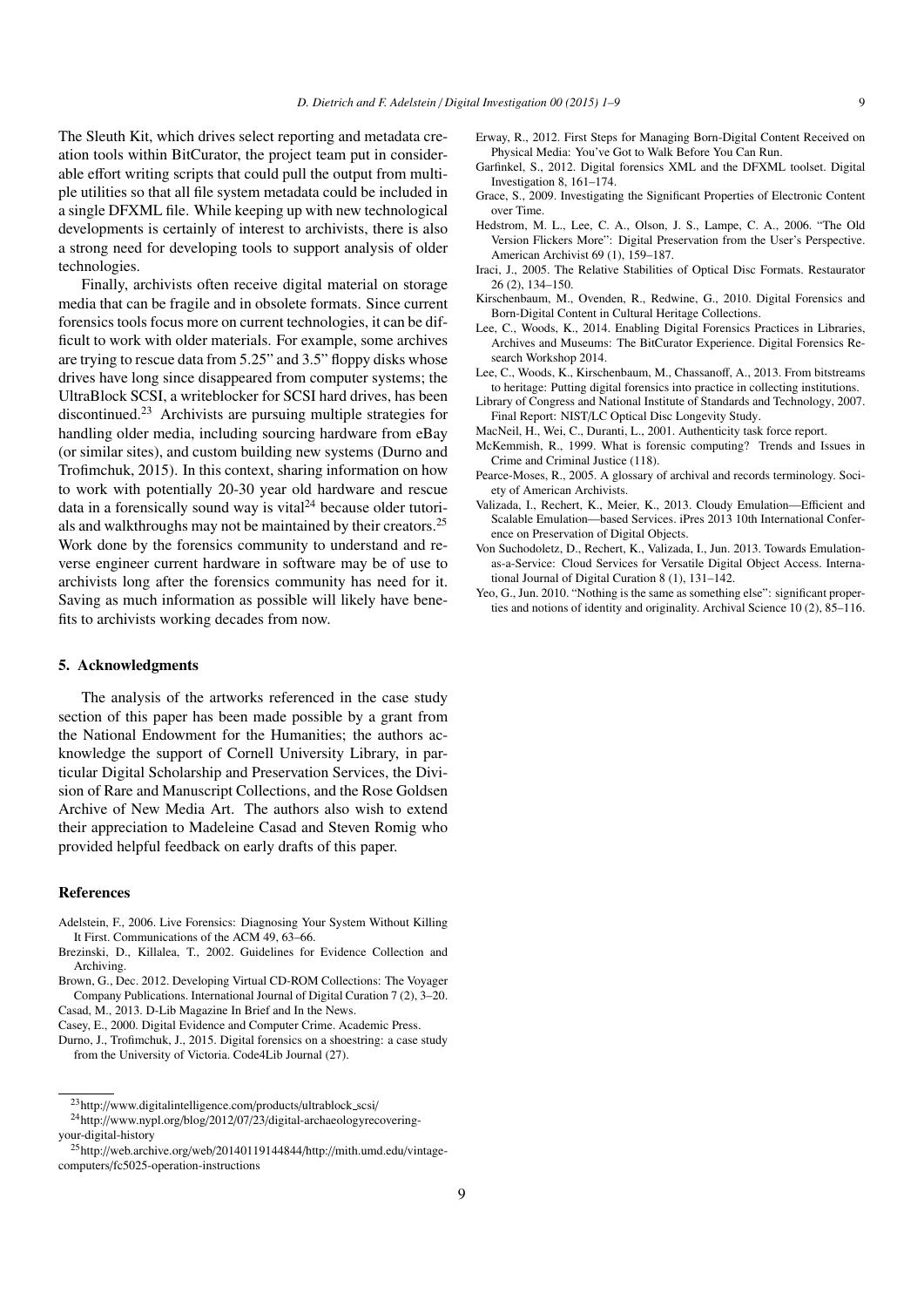The Sleuth Kit, which drives select reporting and metadata creation tools within BitCurator, the project team put in considerable effort writing scripts that could pull the output from multiple utilities so that all file system metadata could be included in a single DFXML file. While keeping up with new technological developments is certainly of interest to archivists, there is also a strong need for developing tools to support analysis of older technologies.

Finally, archivists often receive digital material on storage media that can be fragile and in obsolete formats. Since current forensics tools focus more on current technologies, it can be difficult to work with older materials. For example, some archives are trying to rescue data from 5.25" and 3.5" floppy disks whose drives have long since disappeared from computer systems; the UltraBlock SCSI, a writeblocker for SCSI hard drives, has been discontinued.[23] Archivists are pursuing multiple strategies for handling older media, including sourcing hardware from eBay (or similar sites), and custom building new systems (Durno and Trofimchuk, 2015). In this context, sharing information on how to work with potentially 20-30 year old hardware and rescue data in a forensically sound way is vital[24] because older tutorials and walkthroughs may not be maintained by their creators.[25] Work done by the forensics community to understand and reverse engineer current hardware in software may be of use to archivists long after the forensics community has need for it. Saving as much information as possible will likely have benefits to archivists working decades from now.

## 5. Acknowledgments

The analysis of the artworks referenced in the case study section of this paper has been made possible by a grant from the National Endowment for the Humanities; the authors acknowledge the support of Cornell University Library, in particular Digital Scholarship and Preservation Services, the Division of Rare and Manuscript Collections, and the Rose Goldsen Archive of New Media Art. The authors also wish to extend their appreciation to Madeleine Casad and Steven Romig who provided helpful feedback on early drafts of this paper.

## References

Adelstein, F., 2006. Live Forensics: Diagnosing Your System Without Killing It First. Communications of the ACM 49, 63–66.

Brezinski, D., Killalea, T., 2002. Guidelines for Evidence Collection and Archiving.

Brown, G., Dec. 2012. Developing Virtual CD-ROM Collections: The Voyager Company Publications. International Journal of Digital Curation 7 (2), 3–20.

Casad, M., 2013. D-Lib Magazine In Brief and In the News.

Casey, E., 2000. Digital Evidence and Computer Crime. Academic Press.

Durno, J., Trofimchuk, J., 2015. Digital forensics on a shoestring: a case study from the University of Victoria. Code4Lib Journal (27).

Erway, R., 2012. First Steps for Managing Born-Digital Content Received on Physical Media: You've Got to Walk Before You Can Run.

Garfinkel, S., 2012. Digital forensics XML and the DFXML toolset. Digital Investigation 8, 161–174.

Grace, S., 2009. Investigating the Significant Properties of Electronic Content over Time.

Hedstrom, M. L., Lee, C. A., Olson, J. S., Lampe, C. A., 2006. "The Old Version Flickers More": Digital Preservation from the User's Perspective. American Archivist 69 (1), 159–187.

Iraci, J., 2005. The Relative Stabilities of Optical Disc Formats. Restaurator 26 (2), 134–150.

Kirschenbaum, M., Ovenden, R., Redwine, G., 2010. Digital Forensics and Born-Digital Content in Cultural Heritage Collections.

Lee, C., Woods, K., 2014. Enabling Digital Forensics Practices in Libraries, Archives and Museums: The BitCurator Experience. Digital Forensics Research Workshop 2014.

Lee, C., Woods, K., Kirschenbaum, M., Chassanoff, A., 2013. From bitstreams to heritage: Putting digital forensics into practice in collecting institutions.

Library of Congress and National Institute of Standards and Technology, 2007. Final Report: NIST/LC Optical Disc Longevity Study.

MacNeil, H., Wei, C., Duranti, L., 2001. Authenticity task force report.

McKemmish, R., 1999. What is forensic computing? Trends and Issues in Crime and Criminal Justice (118).

Pearce-Moses, R., 2005. A glossary of archival and records terminology. Society of American Archivists.

Valizada, I., Rechert, K., Meier, K., 2013. Cloudy Emulation—Efficient and Scalable Emulation—based Services. iPres 2013 10th International Conference on Preservation of Digital Objects.

Von Suchodoletz, D., Rechert, K., Valizada, I., Jun. 2013. Towards Emulation-as-a-Service: Cloud Services for Versatile Digital Object Access. International Journal of Digital Curation 8 (1), 131–142.

Yeo, G., Jun. 2010. "Nothing is the same as something else": significant properties and notions of identity and originality. Archival Science 10 (2), 85–116.

---

[23] http://www.digitalintelligence.com/products/ultrablock_scsi/

[24] http://www.nypl.org/blog/2012/07/23/digital-archaeologyrecovering-your-digital-history

[25] http://web.archive.org/web/20140119144844/http://mith.umd.edu/vintage-computers/fc5025-operation-instructions